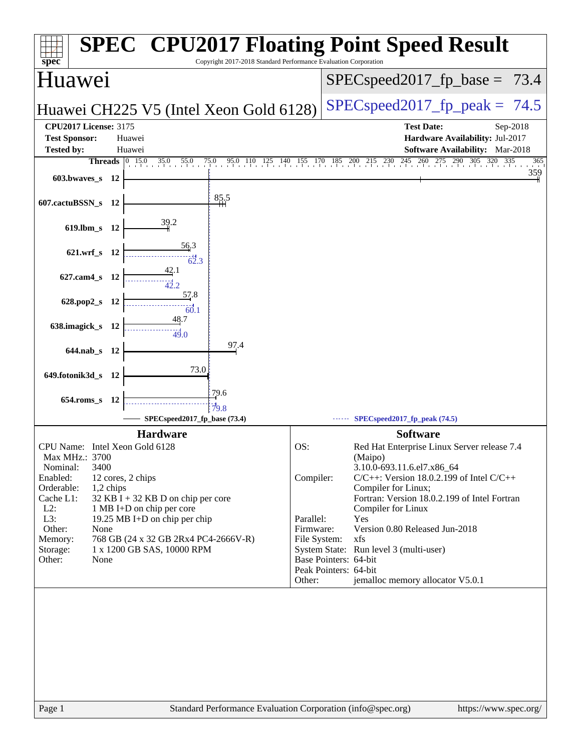# SPEC CPU2017 Floating Point Speed Result

Copyright 2017-2018 Standard Performance Evaluation Corporation

## Huawei

**Huawei CH225 V5 (Intel Xeon Gold 6128)**

SPECspeed2017_fp_base = 73.4

SPECspeed2017_fp_peak = 74.5

| | | | |
|---|---|---|---|
| **CPU2017 License:** | 3175 | **Test Date:** | Sep-2018 |
| **Test Sponsor:** | Huawei | **Hardware Availability:** | Jul-2017 |
| **Tested by:** | Huawei | **Software Availability:** | Mar-2018 |

| Benchmark | Threads | Base | Peak |
|---|---|---|---|
| 603.bwaves_s | 12 | 359 | |
| 607.cactuBSSN_s | 12 | 85.5 | |
| 619.lbm_s | 12 | 39.2 | |
| 621.wrf_s | 12 | 56.3 | 62.3 |
| 627.cam4_s | 12 | 42.1 | 42.2 |
| 628.pop2_s | 12 | 57.8 | 60.1 |
| 638.imagick_s | 12 | 48.7 | 49.0 |
| 644.nab_s | 12 | 97.4 | |
| 649.fotonik3d_s | 12 | 73.0 | |
| 654.roms_s | 12 | 79.6 | 79.8 |

SPECspeed2017_fp_base (73.4) — SPECspeed2017_fp_peak (74.5)

### Hardware

| | |
|---|---|
| CPU Name: | Intel Xeon Gold 6128 |
| Max MHz.: | 3700 |
| Nominal: | 3400 |
| Enabled: | 12 cores, 2 chips |
| Orderable: | 1,2 chips |
| Cache L1: | 32 KB I + 32 KB D on chip per core |
| L2: | 1 MB I+D on chip per core |
| L3: | 19.25 MB I+D on chip per chip |
| Other: | None |
| Memory: | 768 GB (24 x 32 GB 2Rx4 PC4-2666V-R) |
| Storage: | 1 x 1200 GB SAS, 10000 RPM |
| Other: | None |

### Software

| | |
|---|---|
| OS: | Red Hat Enterprise Linux Server release 7.4 (Maipo) 3.10.0-693.11.6.el7.x86_64 |
| Compiler: | C/C++: Version 18.0.2.199 of Intel C/C++ Compiler for Linux; Fortran: Version 18.0.2.199 of Intel Fortran Compiler for Linux |
| Parallel: | Yes |
| Firmware: | Version 0.80 Released Jun-2018 |
| File System: | xfs |
| System State: | Run level 3 (multi-user) |
| Base Pointers: | 64-bit |
| Peak Pointers: | 64-bit |
| Other: | jemalloc memory allocator V5.0.1 |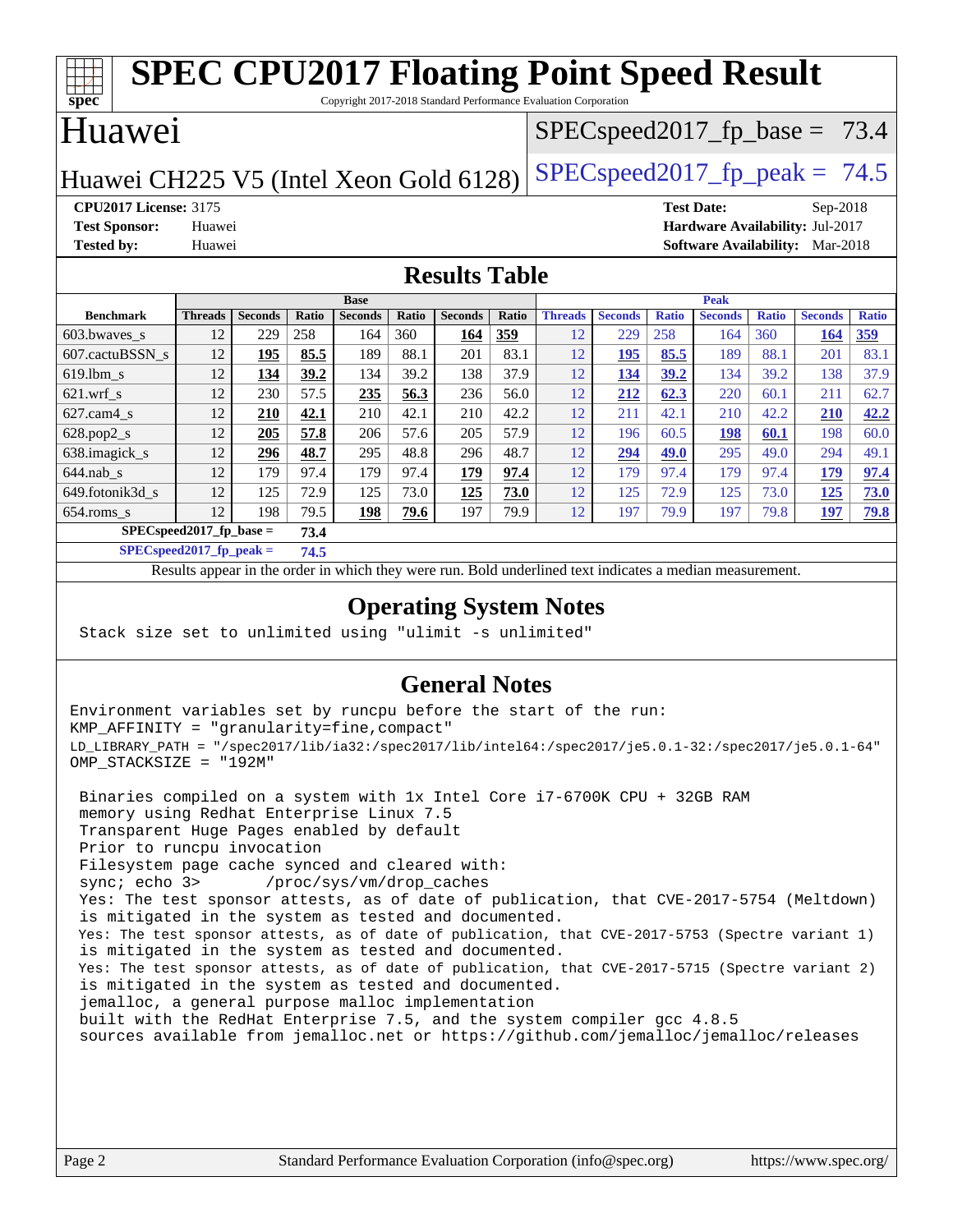# SPEC CPU2017 Floating Point Speed Result

Copyright 2017-2018 Standard Performance Evaluation Corporation

## Huawei

Huawei CH225 V5 (Intel Xeon Gold 6128)

SPECspeed2017_fp_base = 73.4

SPECspeed2017_fp_peak = 74.5

**CPU2017 License:** 3175
**Test Sponsor:** Huawei
**Tested by:** Huawei

**Test Date:** Sep-2018
**Hardware Availability:** Jul-2017
**Software Availability:** Mar-2018

## Results Table

| Benchmark | Base | | | | | | | Peak | | | | | | |
|---|---|---|---|---|---|---|---|---|---|---|---|---|---|---|
| | Threads | Seconds | Ratio | Seconds | Ratio | Seconds | Ratio | Threads | Seconds | Ratio | Seconds | Ratio | Seconds | Ratio |
| 603.bwaves_s | 12 | 229 | 258 | 164 | 360 | **164** | **359** | 12 | 229 | 258 | 164 | 360 | **164** | **359** |
| 607.cactuBSSN_s | 12 | **195** | **85.5** | 189 | 88.1 | 201 | 83.1 | 12 | **195** | **85.5** | 189 | 88.1 | 201 | 83.1 |
| 619.lbm_s | 12 | **134** | **39.2** | 134 | 39.2 | 138 | 37.9 | 12 | **134** | **39.2** | 134 | 39.2 | 138 | 37.9 |
| 621.wrf_s | 12 | 230 | 57.5 | **235** | **56.3** | 236 | 56.0 | 12 | **212** | **62.3** | 220 | 60.1 | 211 | 62.7 |
| 627.cam4_s | 12 | **210** | **42.1** | 210 | 42.1 | 210 | 42.2 | 12 | 211 | 42.1 | 210 | 42.2 | **210** | **42.2** |
| 628.pop2_s | 12 | **205** | **57.8** | 206 | 57.6 | 205 | 57.9 | 12 | 196 | 60.5 | **198** | **60.1** | 198 | 60.0 |
| 638.imagick_s | 12 | **296** | **48.7** | 295 | 48.8 | 296 | 48.7 | 12 | **294** | **49.0** | 295 | 49.0 | 294 | 49.1 |
| 644.nab_s | 12 | 179 | 97.4 | 179 | 97.4 | **179** | **97.4** | 12 | 179 | 97.4 | 179 | 97.4 | **179** | **97.4** |
| 649.fotonik3d_s | 12 | 125 | 72.9 | 125 | 73.0 | **125** | **73.0** | 12 | 125 | 72.9 | 125 | 73.0 | **125** | **73.0** |
| 654.roms_s | 12 | 198 | 79.5 | **198** | **79.6** | 197 | 79.9 | 12 | 197 | 79.9 | 197 | 79.8 | **197** | **79.8** |
| **SPECspeed2017_fp_base =** | | **73.4** | | | | | | | | | | | | |
| **SPECspeed2017_fp_peak =** | | **74.5** | | | | | | | | | | | | |

Results appear in the order in which they were run. Bold underlined text indicates a median measurement.

## Operating System Notes

```
Stack size set to unlimited using "ulimit -s unlimited"
```

## General Notes

```
Environment variables set by runcpu before the start of the run:
KMP_AFFINITY = "granularity=fine,compact"
LD_LIBRARY_PATH = "/spec2017/lib/ia32:/spec2017/lib/intel64:/spec2017/je5.0.1-32:/spec2017/je5.0.1-64"
OMP_STACKSIZE = "192M"

 Binaries compiled on a system with 1x Intel Core i7-6700K CPU + 32GB RAM
 memory using Redhat Enterprise Linux 7.5
 Transparent Huge Pages enabled by default
 Prior to runcpu invocation
 Filesystem page cache synced and cleared with:
 sync; echo 3>       /proc/sys/vm/drop_caches
 Yes: The test sponsor attests, as of date of publication, that CVE-2017-5754 (Meltdown)
 is mitigated in the system as tested and documented.
 Yes: The test sponsor attests, as of date of publication, that CVE-2017-5753 (Spectre variant 1)
 is mitigated in the system as tested and documented.
 Yes: The test sponsor attests, as of date of publication, that CVE-2017-5715 (Spectre variant 2)
 is mitigated in the system as tested and documented.
 jemalloc, a general purpose malloc implementation
 built with the RedHat Enterprise 7.5, and the system compiler gcc 4.8.5
 sources available from jemalloc.net or https://github.com/jemalloc/jemalloc/releases
```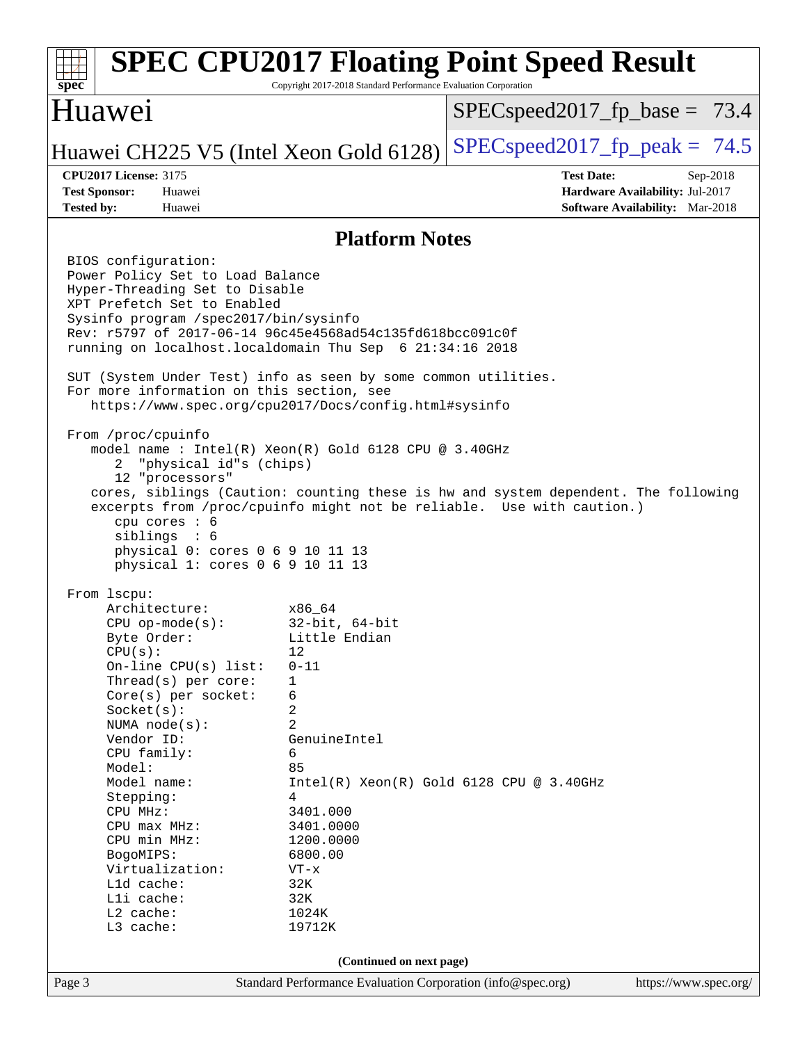# SPEC CPU2017 Floating Point Speed Result

Copyright 2017-2018 Standard Performance Evaluation Corporation

## Huawei

Huawei CH225 V5 (Intel Xeon Gold 6128)

SPECspeed2017_fp_base = 73.4

SPECspeed2017_fp_peak = 74.5

**CPU2017 License:** 3175
**Test Sponsor:** Huawei
**Tested by:** Huawei

**Test Date:** Sep-2018
**Hardware Availability:** Jul-2017
**Software Availability:** Mar-2018

### Platform Notes

```
BIOS configuration:
Power Policy Set to Load Balance
Hyper-Threading Set to Disable
XPT Prefetch Set to Enabled
Sysinfo program /spec2017/bin/sysinfo
Rev: r5797 of 2017-06-14 96c45e4568ad54c135fd618bcc091c0f
running on localhost.localdomain Thu Sep  6 21:34:16 2018

SUT (System Under Test) info as seen by some common utilities.
For more information on this section, see
   https://www.spec.org/cpu2017/Docs/config.html#sysinfo

From /proc/cpuinfo
   model name : Intel(R) Xeon(R) Gold 6128 CPU @ 3.40GHz
      2  "physical id"s (chips)
      12 "processors"
   cores, siblings (Caution: counting these is hw and system dependent. The following
   excerpts from /proc/cpuinfo might not be reliable.  Use with caution.)
      cpu cores : 6
      siblings  : 6
      physical 0: cores 0 6 9 10 11 13
      physical 1: cores 0 6 9 10 11 13

From lscpu:
     Architecture:          x86_64
     CPU op-mode(s):        32-bit, 64-bit
     Byte Order:            Little Endian
     CPU(s):                12
     On-line CPU(s) list:   0-11
     Thread(s) per core:    1
     Core(s) per socket:    6
     Socket(s):             2
     NUMA node(s):          2
     Vendor ID:             GenuineIntel
     CPU family:            6
     Model:                 85
     Model name:            Intel(R) Xeon(R) Gold 6128 CPU @ 3.40GHz
     Stepping:              4
     CPU MHz:               3401.000
     CPU max MHz:           3401.0000
     CPU min MHz:           1200.0000
     BogoMIPS:              6800.00
     Virtualization:        VT-x
     L1d cache:             32K
     L1i cache:             32K
     L2 cache:              1024K
     L3 cache:              19712K
```

(Continued on next page)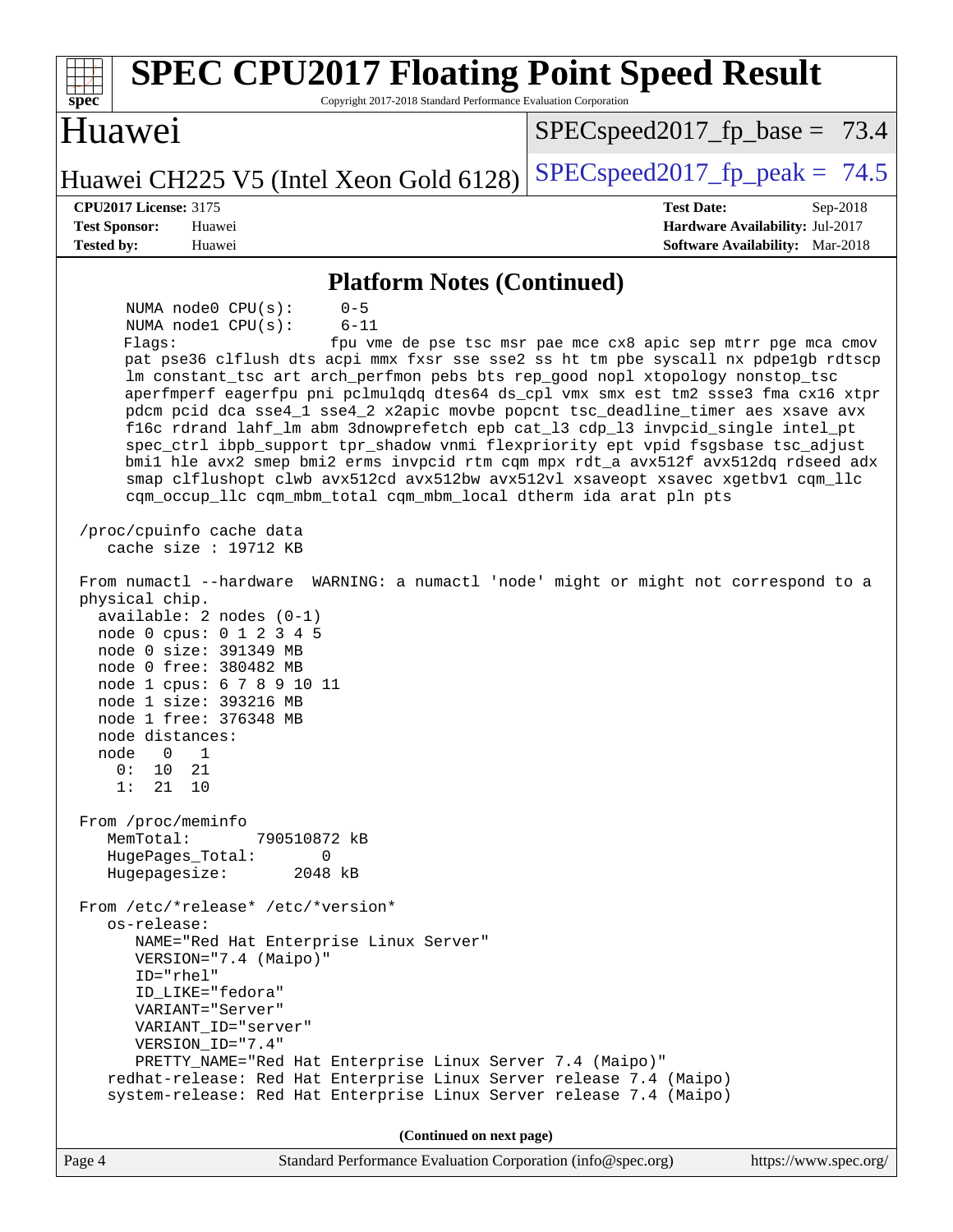# SPEC CPU2017 Floating Point Speed Result

Copyright 2017-2018 Standard Performance Evaluation Corporation

## Huawei

Huawei CH225 V5 (Intel Xeon Gold 6128)

SPECspeed2017_fp_base = 73.4

SPECspeed2017_fp_peak = 74.5

**CPU2017 License:** 3175
**Test Sponsor:** Huawei
**Tested by:** Huawei

**Test Date:** Sep-2018
**Hardware Availability:** Jul-2017
**Software Availability:** Mar-2018

### Platform Notes (Continued)

```
      NUMA node0 CPU(s):     0-5
      NUMA node1 CPU(s):     6-11
      Flags:                 fpu vme de pse tsc msr pae mce cx8 apic sep mtrr pge mca cmov
      pat pse36 clflush dts acpi mmx fxsr sse sse2 ss ht tm pbe syscall nx pdpe1gb rdtscp
      lm constant_tsc art arch_perfmon pebs bts rep_good nopl xtopology nonstop_tsc
      aperfmperf eagerfpu pni pclmulqdq dtes64 ds_cpl vmx smx est tm2 ssse3 fma cx16 xtpr
      pdcm pcid dca sse4_1 sse4_2 x2apic movbe popcnt tsc_deadline_timer aes xsave avx
      f16c rdrand lahf_lm abm 3dnowprefetch epb cat_l3 cdp_l3 invpcid_single intel_pt
      spec_ctrl ibpb_support tpr_shadow vnmi flexpriority ept vpid fsgsbase tsc_adjust
      bmi1 hle avx2 smep bmi2 erms invpcid rtm cqm mpx rdt_a avx512f avx512dq rdseed adx
      smap clflushopt clwb avx512cd avx512bw avx512vl xsaveopt xsavec xgetbv1 cqm_llc
      cqm_occup_llc cqm_mbm_total cqm_mbm_local dtherm ida arat pln pts

 /proc/cpuinfo cache data
    cache size : 19712 KB

 From numactl --hardware  WARNING: a numactl 'node' might or might not correspond to a
 physical chip.
   available: 2 nodes (0-1)
   node 0 cpus: 0 1 2 3 4 5
   node 0 size: 391349 MB
   node 0 free: 380482 MB
   node 1 cpus: 6 7 8 9 10 11
   node 1 size: 393216 MB
   node 1 free: 376348 MB
   node distances:
   node   0   1
     0:  10  21
     1:  21  10

 From /proc/meminfo
    MemTotal:       790510872 kB
    HugePages_Total:       0
    Hugepagesize:       2048 kB

 From /etc/*release* /etc/*version*
    os-release:
       NAME="Red Hat Enterprise Linux Server"
       VERSION="7.4 (Maipo)"
       ID="rhel"
       ID_LIKE="fedora"
       VARIANT="Server"
       VARIANT_ID="server"
       VERSION_ID="7.4"
       PRETTY_NAME="Red Hat Enterprise Linux Server 7.4 (Maipo)"
    redhat-release: Red Hat Enterprise Linux Server release 7.4 (Maipo)
    system-release: Red Hat Enterprise Linux Server release 7.4 (Maipo)
```

(Continued on next page)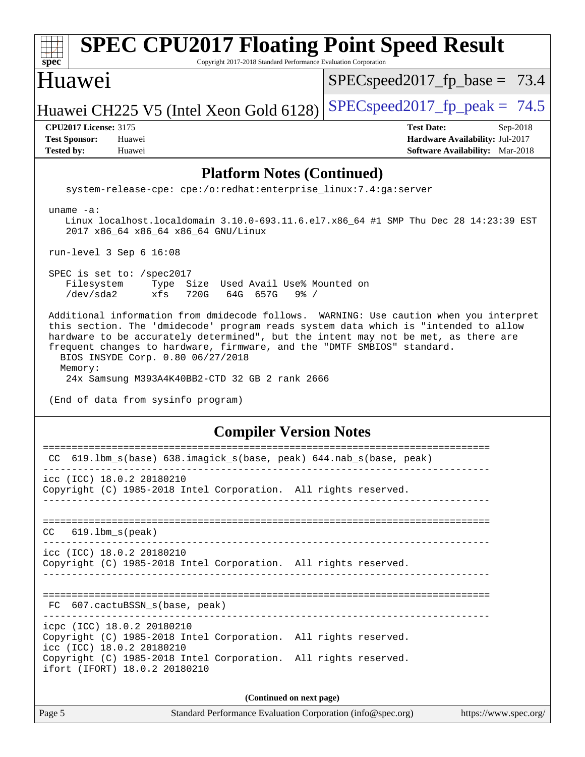## Platform Notes (Continued)

```
    system-release-cpe: cpe:/o:redhat:enterprise_linux:7.4:ga:server

 uname -a:
    Linux localhost.localdomain 3.10.0-693.11.6.el7.x86_64 #1 SMP Thu Dec 28 14:23:39 EST
    2017 x86_64 x86_64 x86_64 GNU/Linux

 run-level 3 Sep 6 16:08

 SPEC is set to: /spec2017
    Filesystem     Type  Size  Used Avail Use% Mounted on
    /dev/sda2      xfs   720G   64G  657G   9% /

 Additional information from dmidecode follows.  WARNING: Use caution when you interpret
 this section. The 'dmidecode' program reads system data which is "intended to allow
 hardware to be accurately determined", but the intent may not be met, as there are
 frequent changes to hardware, firmware, and the "DMTF SMBIOS" standard.
   BIOS INSYDE Corp. 0.80 06/27/2018
   Memory:
    24x Samsung M393A4K40BB2-CTD 32 GB 2 rank 2666

 (End of data from sysinfo program)
```

## Compiler Version Notes

```
==============================================================================
 CC  619.lbm_s(base) 638.imagick_s(base, peak) 644.nab_s(base, peak)
------------------------------------------------------------------------------
icc (ICC) 18.0.2 20180210
Copyright (C) 1985-2018 Intel Corporation.  All rights reserved.
------------------------------------------------------------------------------

==============================================================================
 CC   619.lbm_s(peak)
------------------------------------------------------------------------------
icc (ICC) 18.0.2 20180210
Copyright (C) 1985-2018 Intel Corporation.  All rights reserved.
------------------------------------------------------------------------------

==============================================================================
 FC  607.cactuBSSN_s(base, peak)
------------------------------------------------------------------------------
icpc (ICC) 18.0.2 20180210
Copyright (C) 1985-2018 Intel Corporation.  All rights reserved.
icc (ICC) 18.0.2 20180210
Copyright (C) 1985-2018 Intel Corporation.  All rights reserved.
ifort (IFORT) 18.0.2 20180210
```

**(Continued on next page)**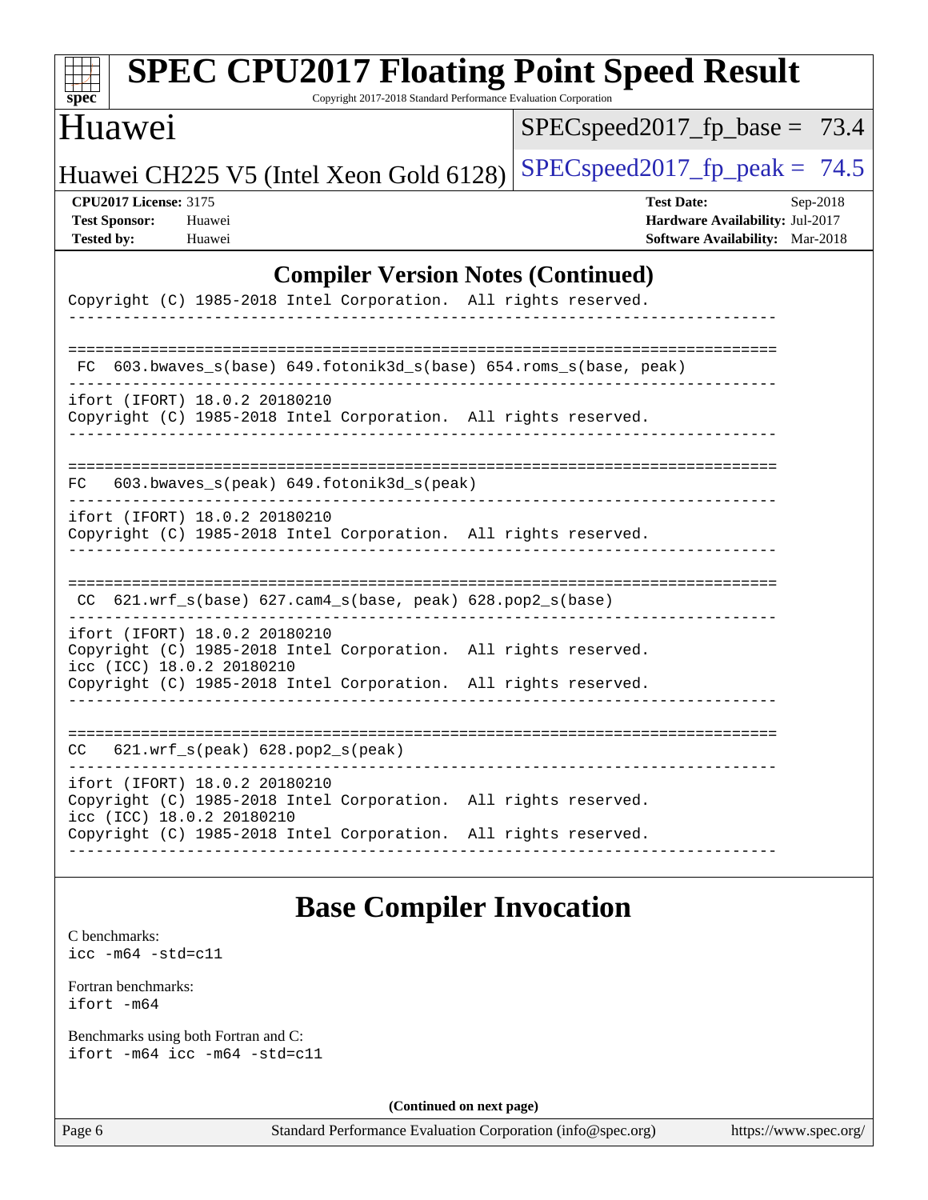## Compiler Version Notes (Continued)

```
Copyright (C) 1985-2018 Intel Corporation.  All rights reserved.
------------------------------------------------------------------------------

==============================================================================
 FC  603.bwaves_s(base) 649.fotonik3d_s(base) 654.roms_s(base, peak)
------------------------------------------------------------------------------
ifort (IFORT) 18.0.2 20180210
Copyright (C) 1985-2018 Intel Corporation.  All rights reserved.
------------------------------------------------------------------------------

==============================================================================
FC   603.bwaves_s(peak) 649.fotonik3d_s(peak)
------------------------------------------------------------------------------
ifort (IFORT) 18.0.2 20180210
Copyright (C) 1985-2018 Intel Corporation.  All rights reserved.
------------------------------------------------------------------------------

==============================================================================
 CC  621.wrf_s(base) 627.cam4_s(base, peak) 628.pop2_s(base)
------------------------------------------------------------------------------
ifort (IFORT) 18.0.2 20180210
Copyright (C) 1985-2018 Intel Corporation.  All rights reserved.
icc (ICC) 18.0.2 20180210
Copyright (C) 1985-2018 Intel Corporation.  All rights reserved.
------------------------------------------------------------------------------

==============================================================================
CC   621.wrf_s(peak) 628.pop2_s(peak)
------------------------------------------------------------------------------
ifort (IFORT) 18.0.2 20180210
Copyright (C) 1985-2018 Intel Corporation.  All rights reserved.
icc (ICC) 18.0.2 20180210
Copyright (C) 1985-2018 Intel Corporation.  All rights reserved.
------------------------------------------------------------------------------
```

## Base Compiler Invocation

C benchmarks:
`icc -m64 -std=c11`

Fortran benchmarks:
`ifort -m64`

Benchmarks using both Fortran and C:
`ifort -m64 icc -m64 -std=c11`

**(Continued on next page)**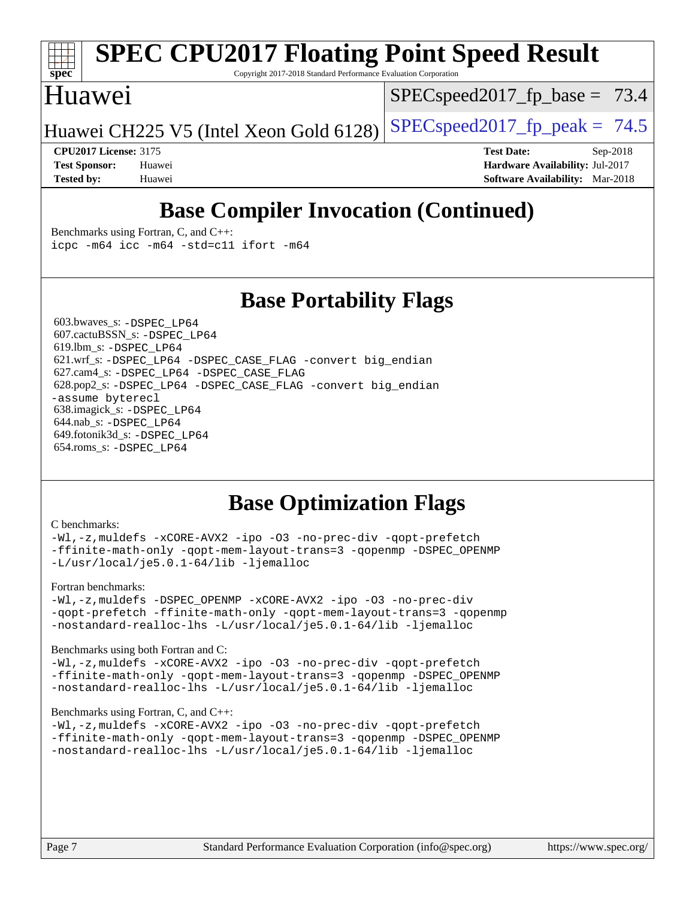# SPEC CPU2017 Floating Point Speed Result

Copyright 2017-2018 Standard Performance Evaluation Corporation

## Huawei

Huawei CH225 V5 (Intel Xeon Gold 6128)

SPECspeed2017_fp_base = 73.4

SPECspeed2017_fp_peak = 74.5

**CPU2017 License:** 3175
**Test Sponsor:** Huawei
**Tested by:** Huawei

**Test Date:** Sep-2018
**Hardware Availability:** Jul-2017
**Software Availability:** Mar-2018

## Base Compiler Invocation (Continued)

Benchmarks using Fortran, C, and C++:
```
icpc -m64 icc -m64 -std=c11 ifort -m64
```

## Base Portability Flags

603.bwaves_s: `-DSPEC_LP64`
607.cactuBSSN_s: `-DSPEC_LP64`
619.lbm_s: `-DSPEC_LP64`
621.wrf_s: `-DSPEC_LP64 -DSPEC_CASE_FLAG -convert big_endian`
627.cam4_s: `-DSPEC_LP64 -DSPEC_CASE_FLAG`
628.pop2_s: `-DSPEC_LP64 -DSPEC_CASE_FLAG -convert big_endian -assume byterecl`
638.imagick_s: `-DSPEC_LP64`
644.nab_s: `-DSPEC_LP64`
649.fotonik3d_s: `-DSPEC_LP64`
654.roms_s: `-DSPEC_LP64`

## Base Optimization Flags

C benchmarks:
```
-Wl,-z,muldefs -xCORE-AVX2 -ipo -O3 -no-prec-div -qopt-prefetch
-ffinite-math-only -qopt-mem-layout-trans=3 -qopenmp -DSPEC_OPENMP
-L/usr/local/je5.0.1-64/lib -ljemalloc
```

Fortran benchmarks:
```
-Wl,-z,muldefs -DSPEC_OPENMP -xCORE-AVX2 -ipo -O3 -no-prec-div
-qopt-prefetch -ffinite-math-only -qopt-mem-layout-trans=3 -qopenmp
-nostandard-realloc-lhs -L/usr/local/je5.0.1-64/lib -ljemalloc
```

Benchmarks using both Fortran and C:
```
-Wl,-z,muldefs -xCORE-AVX2 -ipo -O3 -no-prec-div -qopt-prefetch
-ffinite-math-only -qopt-mem-layout-trans=3 -qopenmp -DSPEC_OPENMP
-nostandard-realloc-lhs -L/usr/local/je5.0.1-64/lib -ljemalloc
```

Benchmarks using Fortran, C, and C++:
```
-Wl,-z,muldefs -xCORE-AVX2 -ipo -O3 -no-prec-div -qopt-prefetch
-ffinite-math-only -qopt-mem-layout-trans=3 -qopenmp -DSPEC_OPENMP
-nostandard-realloc-lhs -L/usr/local/je5.0.1-64/lib -ljemalloc
```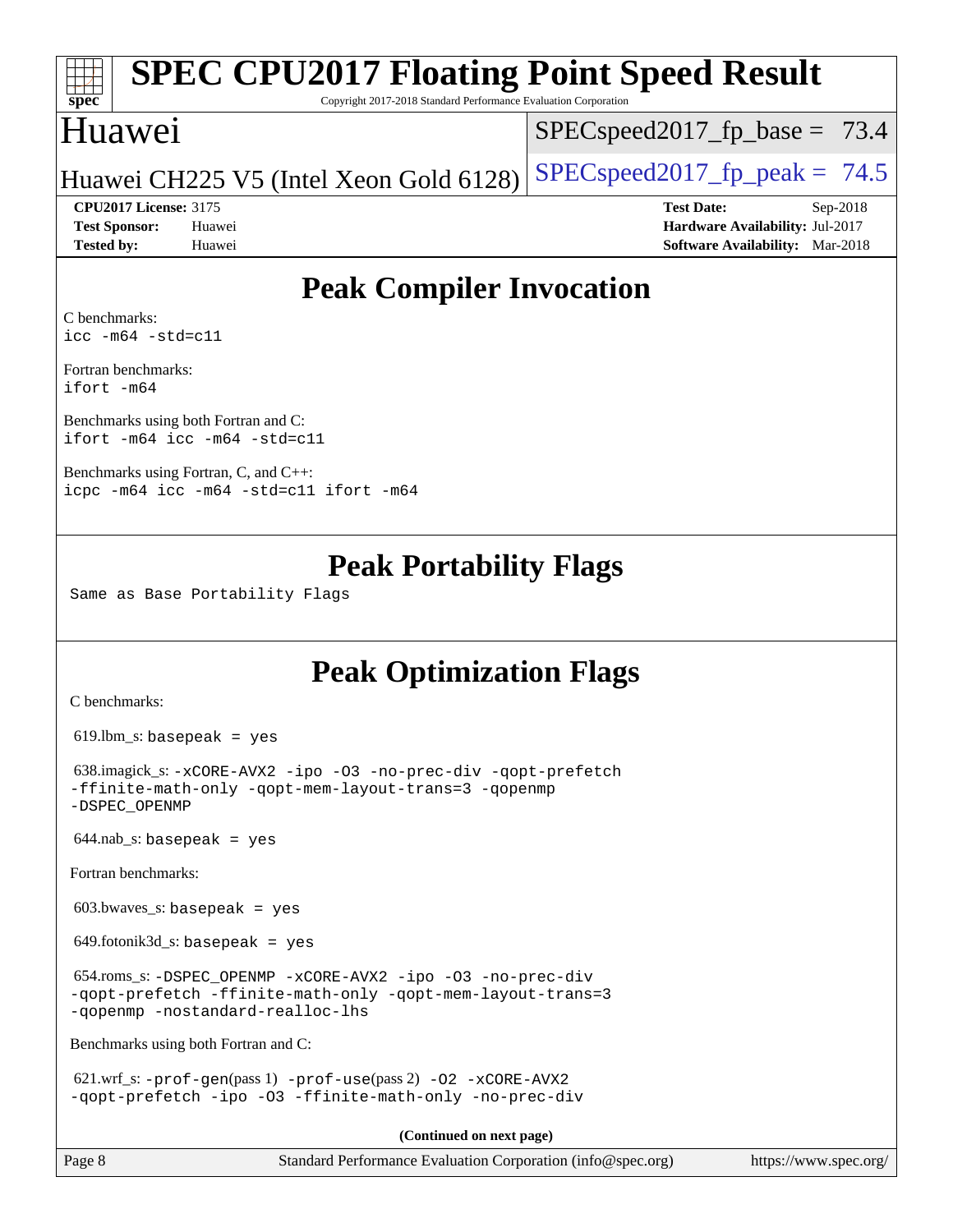# SPEC CPU2017 Floating Point Speed Result

Copyright 2017-2018 Standard Performance Evaluation Corporation

## Huawei

Huawei CH225 V5 (Intel Xeon Gold 6128)

SPECspeed2017_fp_base = 73.4

SPECspeed2017_fp_peak = 74.5

**CPU2017 License:** 3175
**Test Sponsor:** Huawei
**Tested by:** Huawei

**Test Date:** Sep-2018
**Hardware Availability:** Jul-2017
**Software Availability:** Mar-2018

## Peak Compiler Invocation

C benchmarks:
`icc -m64 -std=c11`

Fortran benchmarks:
`ifort -m64`

Benchmarks using both Fortran and C:
`ifort -m64 icc -m64 -std=c11`

Benchmarks using Fortran, C, and C++:
`icpc -m64 icc -m64 -std=c11 ifort -m64`

## Peak Portability Flags

Same as Base Portability Flags

## Peak Optimization Flags

C benchmarks:

619.lbm_s: `basepeak = yes`

638.imagick_s: `-xCORE-AVX2 -ipo -O3 -no-prec-div -qopt-prefetch -ffinite-math-only -qopt-mem-layout-trans=3 -qopenmp -DSPEC_OPENMP`

644.nab_s: `basepeak = yes`

Fortran benchmarks:

603.bwaves_s: `basepeak = yes`

649.fotonik3d_s: `basepeak = yes`

654.roms_s: `-DSPEC_OPENMP -xCORE-AVX2 -ipo -O3 -no-prec-div -qopt-prefetch -ffinite-math-only -qopt-mem-layout-trans=3 -qopenmp -nostandard-realloc-lhs`

Benchmarks using both Fortran and C:

621.wrf_s: `-prof-gen`(pass 1) `-prof-use`(pass 2) `-O2 -xCORE-AVX2 -qopt-prefetch -ipo -O3 -ffinite-math-only -no-prec-div`

**(Continued on next page)**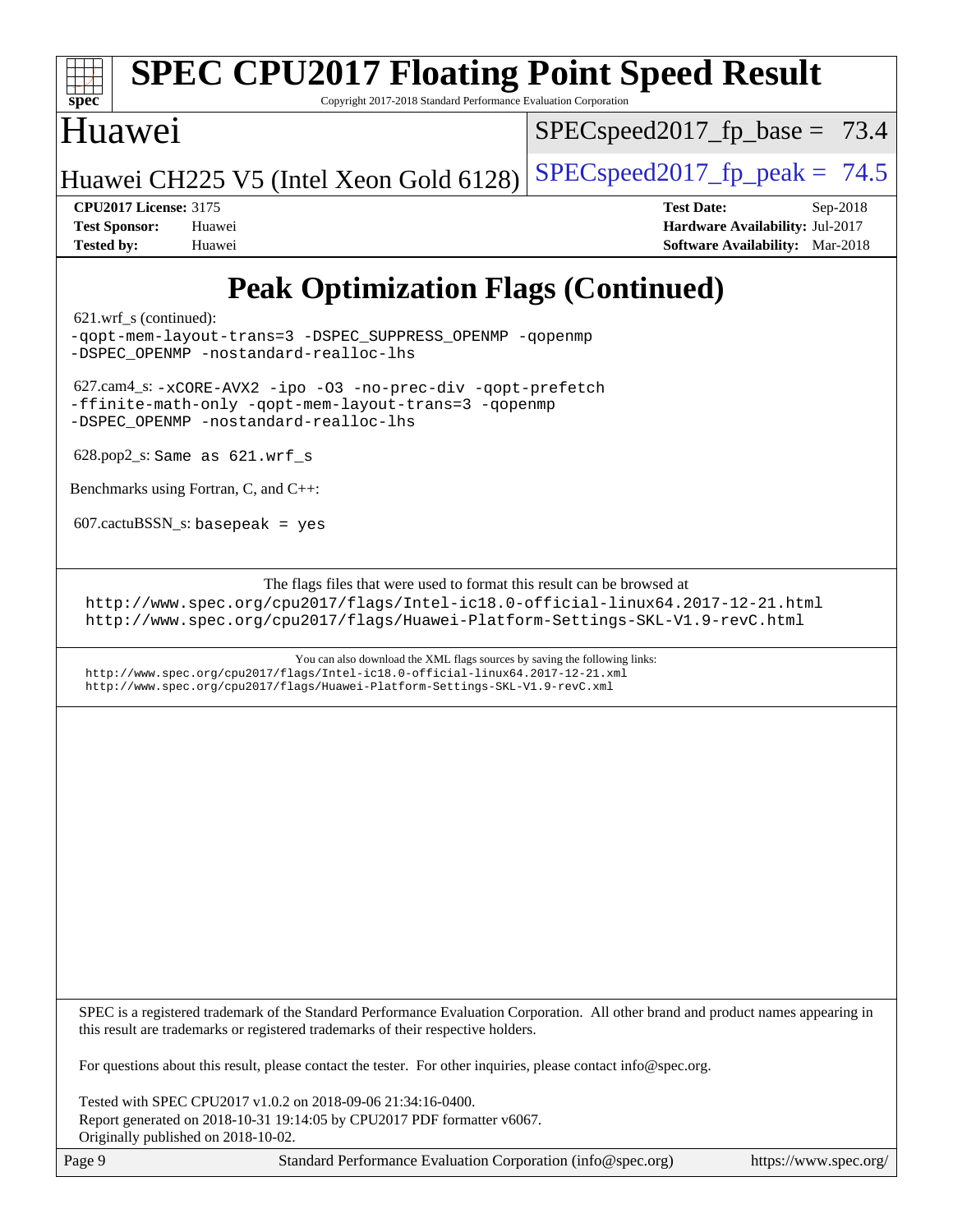# Peak Optimization Flags (Continued)

621.wrf_s (continued):
-qopt-mem-layout-trans=3 -DSPEC_SUPPRESS_OPENMP -qopenmp
-DSPEC_OPENMP -nostandard-realloc-lhs

627.cam4_s: -xCORE-AVX2 -ipo -O3 -no-prec-div -qopt-prefetch
-ffinite-math-only -qopt-mem-layout-trans=3 -qopenmp
-DSPEC_OPENMP -nostandard-realloc-lhs

628.pop2_s: Same as 621.wrf_s

Benchmarks using Fortran, C, and C++:

607.cactuBSSN_s: basepeak = yes

The flags files that were used to format this result can be browsed at
http://www.spec.org/cpu2017/flags/Intel-ic18.0-official-linux64.2017-12-21.html
http://www.spec.org/cpu2017/flags/Huawei-Platform-Settings-SKL-V1.9-revC.html

You can also download the XML flags sources by saving the following links:
http://www.spec.org/cpu2017/flags/Intel-ic18.0-official-linux64.2017-12-21.xml
http://www.spec.org/cpu2017/flags/Huawei-Platform-Settings-SKL-V1.9-revC.xml

SPEC is a registered trademark of the Standard Performance Evaluation Corporation. All other brand and product names appearing in this result are trademarks or registered trademarks of their respective holders.

For questions about this result, please contact the tester. For other inquiries, please contact info@spec.org.

Tested with SPEC CPU2017 v1.0.2 on 2018-09-06 21:34:16-0400.
Report generated on 2018-10-31 19:14:05 by CPU2017 PDF formatter v6067.
Originally published on 2018-10-02.